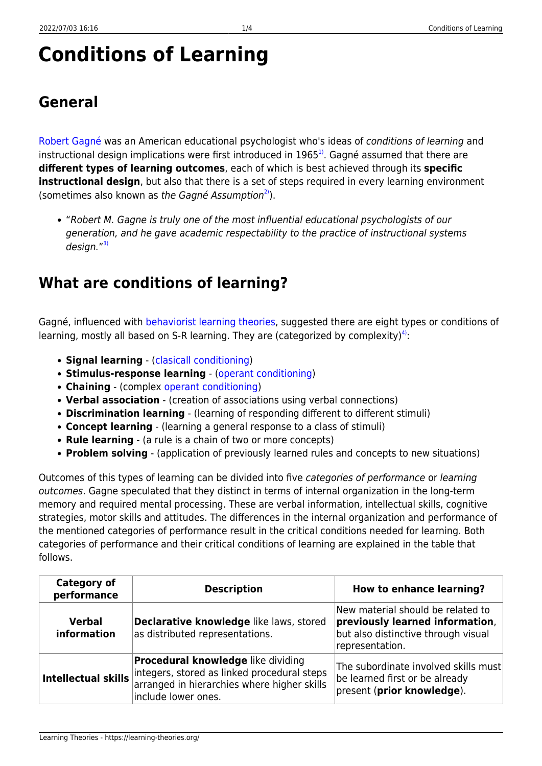# Conditions of Learning

## General

Robert Gagné was an American educational psychologist who's ideas of *conditions of learning* and instructional design implications were first introduced in 1965[1]. Gagné assumed that there are **different types of learning outcomes**, each of which is best achieved through its **specific instructional design**, but also that there is a set of steps required in every learning environment (sometimes also known as *the Gagné Assumption*[2]).

- "*Robert M. Gagne is truly one of the most influential educational psychologists of our generation, and he gave academic respectability to the practice of instructional systems design.*"[3]

## What are conditions of learning?

Gagné, influenced with behaviorist learning theories, suggested there are eight types or conditions of learning, mostly all based on S-R learning. They are (categorized by complexity)[4]:

- **Signal learning** - (clasicall conditioning)
- **Stimulus-response learning** - (operant conditioning)
- **Chaining** - (complex operant conditioning)
- **Verbal association** - (creation of associations using verbal connections)
- **Discrimination learning** - (learning of responding different to different stimuli)
- **Concept learning** - (learning a general response to a class of stimuli)
- **Rule learning** - (a rule is a chain of two or more concepts)
- **Problem solving** - (application of previously learned rules and concepts to new situations)

Outcomes of this types of learning can be divided into five *categories of performance* or *learning outcomes*. Gagne speculated that they distinct in terms of internal organization in the long-term memory and required mental processing. These are verbal information, intellectual skills, cognitive strategies, motor skills and attitudes. The differences in the internal organization and performance of the mentioned categories of performance result in the critical conditions needed for learning. Both categories of performance and their critical conditions of learning are explained in the table that follows.

| Category of performance | Description | How to enhance learning? |
|---|---|---|
| **Verbal information** | **Declarative knowledge** like laws, stored as distributed representations. | New material should be related to **previously learned information**, but also distinctive through visual representation. |
| **Intellectual skills** | **Procedural knowledge** like dividing integers, stored as linked procedural steps arranged in hierarchies where higher skills include lower ones. | The subordinate involved skills must be learned first or be already present (**prior knowledge**). |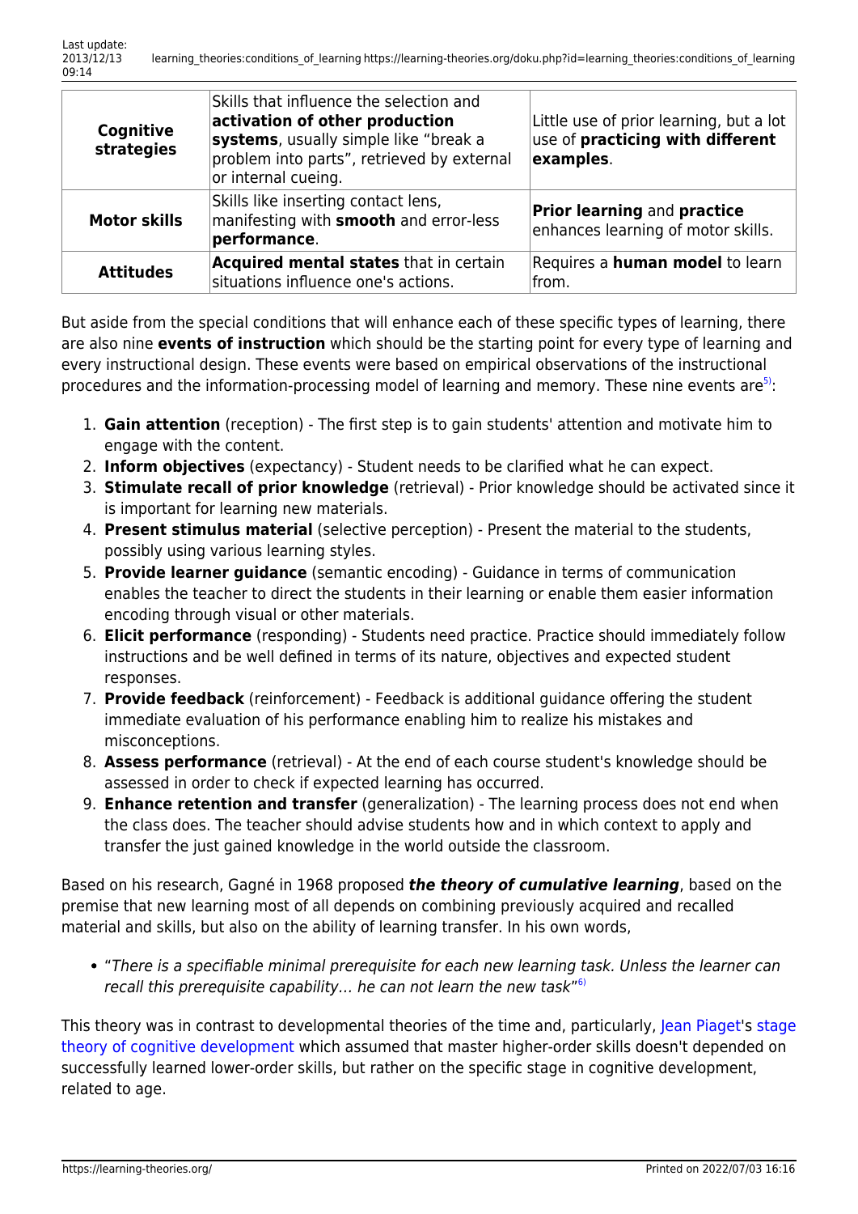| **Cognitive strategies** | Skills that influence the selection and **activation of other production systems**, usually simple like “break a problem into parts”, retrieved by external or internal cueing. | Little use of prior learning, but a lot use of **practicing with different examples**. |
|---|---|---|
| **Motor skills** | Skills like inserting contact lens, manifesting with **smooth** and error-less **performance**. | **Prior learning** and **practice** enhances learning of motor skills. |
| **Attitudes** | **Acquired mental states** that in certain situations influence one's actions. | Requires a **human model** to learn from. |

But aside from the special conditions that will enhance each of these specific types of learning, there are also nine **events of instruction** which should be the starting point for every type of learning and every instructional design. These events were based on empirical observations of the instructional procedures and the information-processing model of learning and memory. These nine events are[5]:

1. **Gain attention** (reception) - The first step is to gain students' attention and motivate him to engage with the content.
2. **Inform objectives** (expectancy) - Student needs to be clarified what he can expect.
3. **Stimulate recall of prior knowledge** (retrieval) - Prior knowledge should be activated since it is important for learning new materials.
4. **Present stimulus material** (selective perception) - Present the material to the students, possibly using various learning styles.
5. **Provide learner guidance** (semantic encoding) - Guidance in terms of communication enables the teacher to direct the students in their learning or enable them easier information encoding through visual or other materials.
6. **Elicit performance** (responding) - Students need practice. Practice should immediately follow instructions and be well defined in terms of its nature, objectives and expected student responses.
7. **Provide feedback** (reinforcement) - Feedback is additional guidance offering the student immediate evaluation of his performance enabling him to realize his mistakes and misconceptions.
8. **Assess performance** (retrieval) - At the end of each course student's knowledge should be assessed in order to check if expected learning has occurred.
9. **Enhance retention and transfer** (generalization) - The learning process does not end when the class does. The teacher should advise students how and in which context to apply and transfer the just gained knowledge in the world outside the classroom.

Based on his research, Gagné in 1968 proposed ***the theory of cumulative learning***, based on the premise that new learning most of all depends on combining previously acquired and recalled material and skills, but also on the ability of learning transfer. In his own words,

- “*There is a specifiable minimal prerequisite for each new learning task. Unless the learner can recall this prerequisite capability… he can not learn the new task*”[6]

This theory was in contrast to developmental theories of the time and, particularly, Jean Piaget's stage theory of cognitive development which assumed that master higher-order skills doesn't depended on successfully learned lower-order skills, but rather on the specific stage in cognitive development, related to age.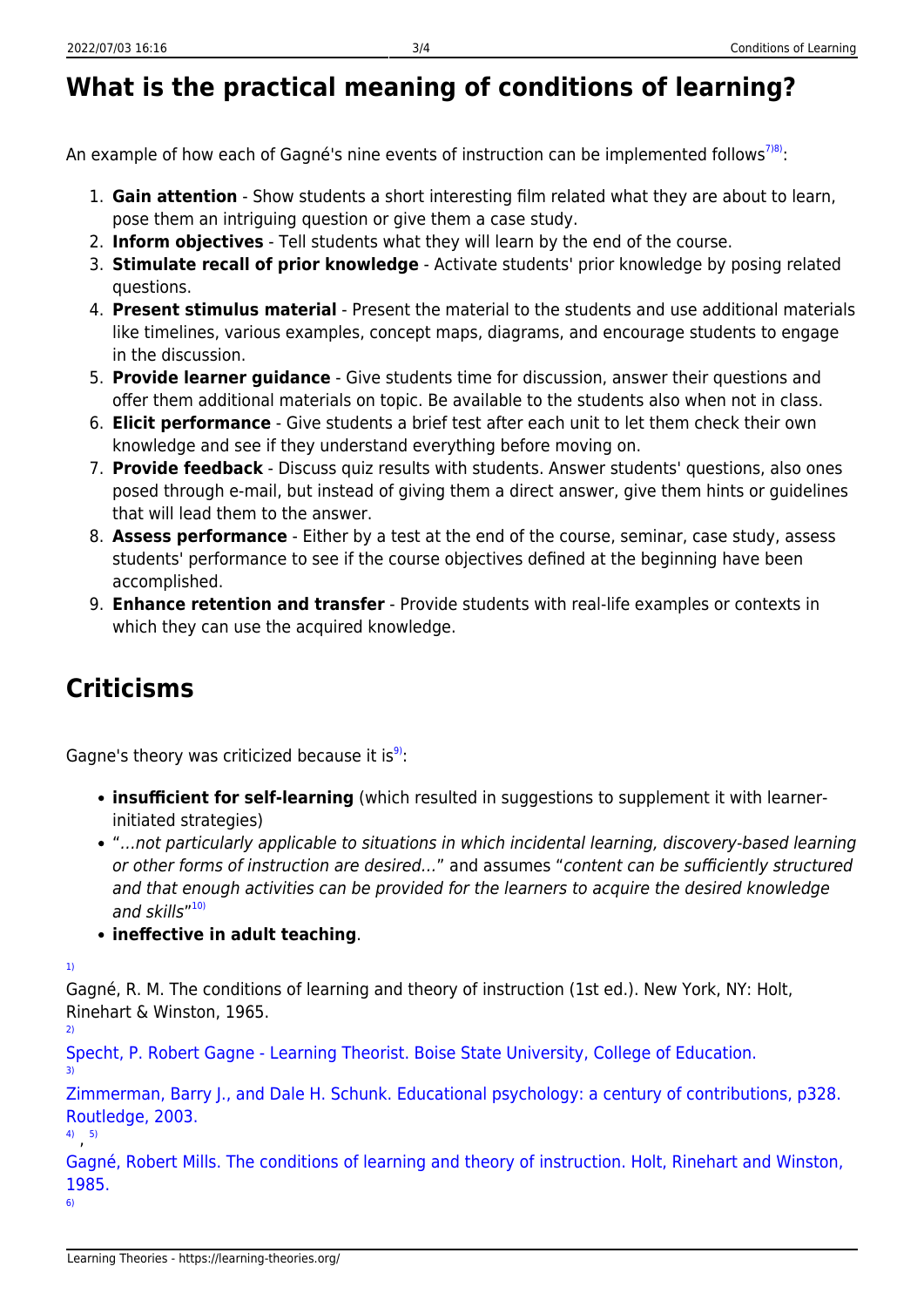## What is the practical meaning of conditions of learning?

An example of how each of Gagné's nine events of instruction can be implemented follows[7)8)]:

1. **Gain attention** - Show students a short interesting film related what they are about to learn, pose them an intriguing question or give them a case study.
2. **Inform objectives** - Tell students what they will learn by the end of the course.
3. **Stimulate recall of prior knowledge** - Activate students' prior knowledge by posing related questions.
4. **Present stimulus material** - Present the material to the students and use additional materials like timelines, various examples, concept maps, diagrams, and encourage students to engage in the discussion.
5. **Provide learner guidance** - Give students time for discussion, answer their questions and offer them additional materials on topic. Be available to the students also when not in class.
6. **Elicit performance** - Give students a brief test after each unit to let them check their own knowledge and see if they understand everything before moving on.
7. **Provide feedback** - Discuss quiz results with students. Answer students' questions, also ones posed through e-mail, but instead of giving them a direct answer, give them hints or guidelines that will lead them to the answer.
8. **Assess performance** - Either by a test at the end of the course, seminar, case study, assess students' performance to see if the course objectives defined at the beginning have been accomplished.
9. **Enhance retention and transfer** - Provide students with real-life examples or contexts in which they can use the acquired knowledge.

## Criticisms

Gagne's theory was criticized because it is[9)]:

- **insufficient for self-learning** (which resulted in suggestions to supplement it with learner-initiated strategies)
- "*…not particularly applicable to situations in which incidental learning, discovery-based learning or other forms of instruction are desired…*" and assumes "*content can be sufficiently structured and that enough activities can be provided for the learners to acquire the desired knowledge and skills*"[10)]
- **ineffective in adult teaching**.

1)
Gagné, R. M. The conditions of learning and theory of instruction (1st ed.). New York, NY: Holt, Rinehart & Winston, 1965.

2)
Specht, P. Robert Gagne - Learning Theorist. Boise State University, College of Education.

3)
Zimmerman, Barry J., and Dale H. Schunk. Educational psychology: a century of contributions, p328. Routledge, 2003.

4), 5)
Gagné, Robert Mills. The conditions of learning and theory of instruction. Holt, Rinehart and Winston, 1985.

6)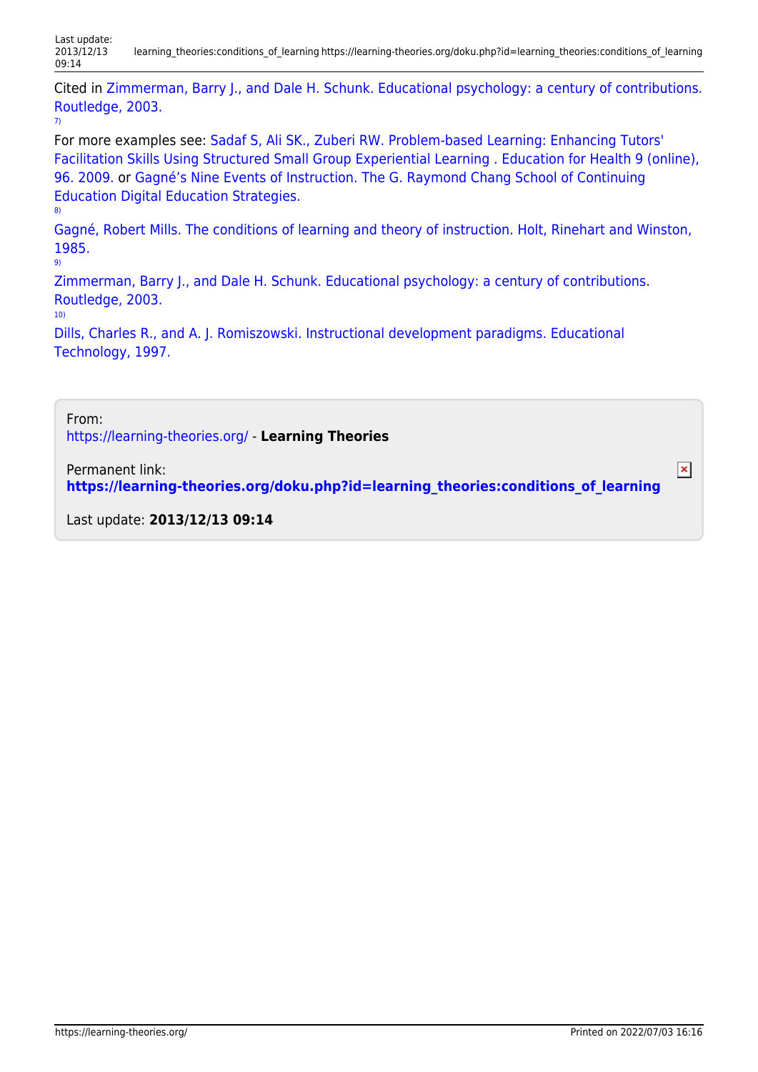Cited in Zimmerman, Barry J., and Dale H. Schunk. Educational psychology: a century of contributions. Routledge, 2003.

[7] For more examples see: Sadaf S, Ali SK., Zuberi RW. Problem-based Learning: Enhancing Tutors' Facilitation Skills Using Structured Small Group Experiential Learning . Education for Health 9 (online), 96. 2009. or Gagné's Nine Events of Instruction. The G. Raymond Chang School of Continuing Education Digital Education Strategies.

[8] Gagné, Robert Mills. The conditions of learning and theory of instruction. Holt, Rinehart and Winston, 1985.

[9] Zimmerman, Barry J., and Dale H. Schunk. Educational psychology: a century of contributions. Routledge, 2003.

[10] Dills, Charles R., and A. J. Romiszowski. Instructional development paradigms. Educational Technology, 1997.

From:
https://learning-theories.org/ - **Learning Theories**

Permanent link:
**https://learning-theories.org/doku.php?id=learning_theories:conditions_of_learning**

Last update: **2013/12/13 09:14**